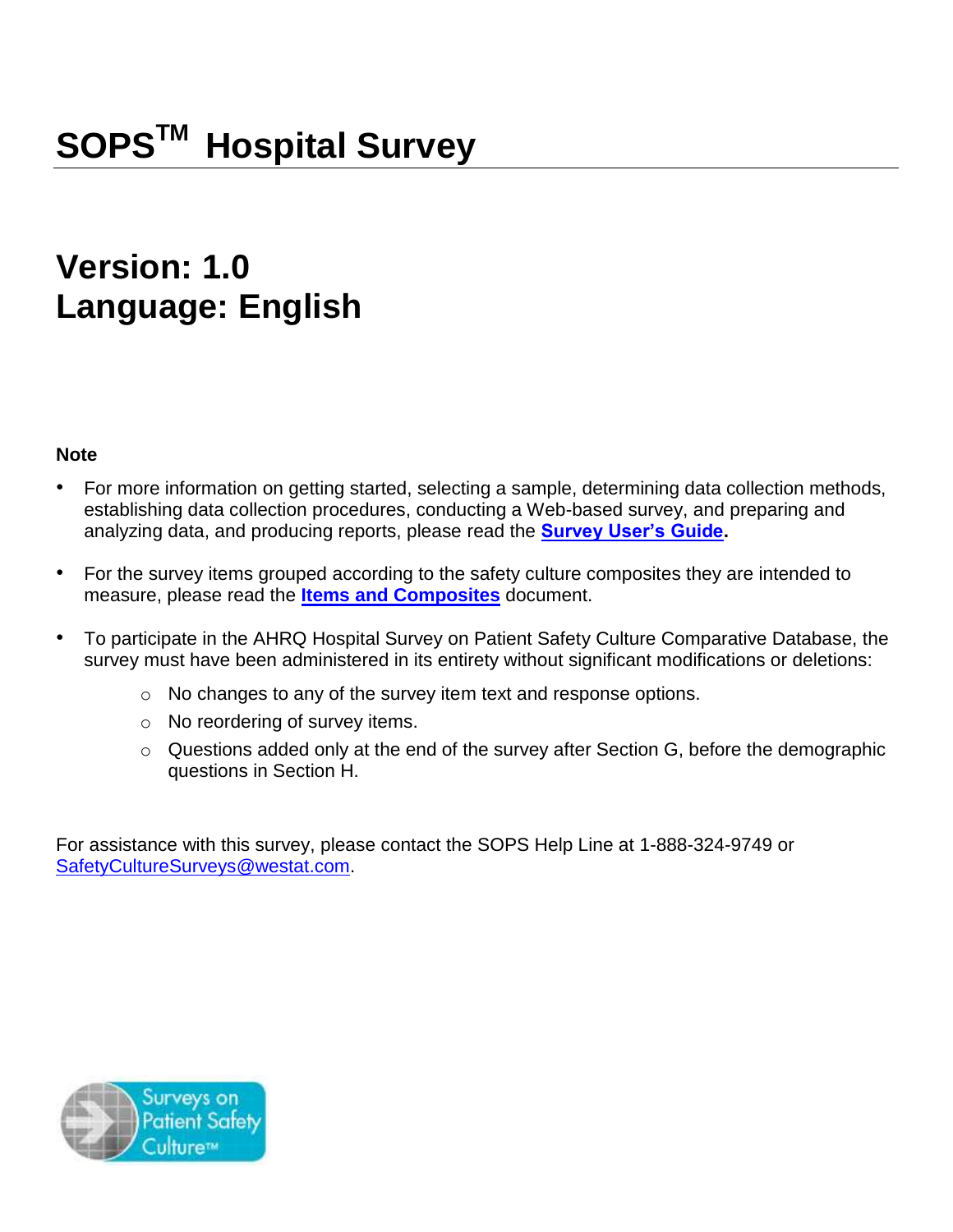# SOPS™ Hospital Survey

## Version: 1.0
## Language: English

**Note**

- For more information on getting started, selecting a sample, determining data collection methods, establishing data collection procedures, conducting a Web-based survey, and preparing and analyzing data, and producing reports, please read the **Survey User's Guide.**

- For the survey items grouped according to the safety culture composites they are intended to measure, please read the **Items and Composites** document.

- To participate in the AHRQ Hospital Survey on Patient Safety Culture Comparative Database, the survey must have been administered in its entirety without significant modifications or deletions:
    - No changes to any of the survey item text and response options.
    - No reordering of survey items.
    - Questions added only at the end of the survey after Section G, before the demographic questions in Section H.

For assistance with this survey, please contact the SOPS Help Line at 1-888-324-9749 or SafetyCultureSurveys@westat.com.

Surveys on Patient Safety Culture™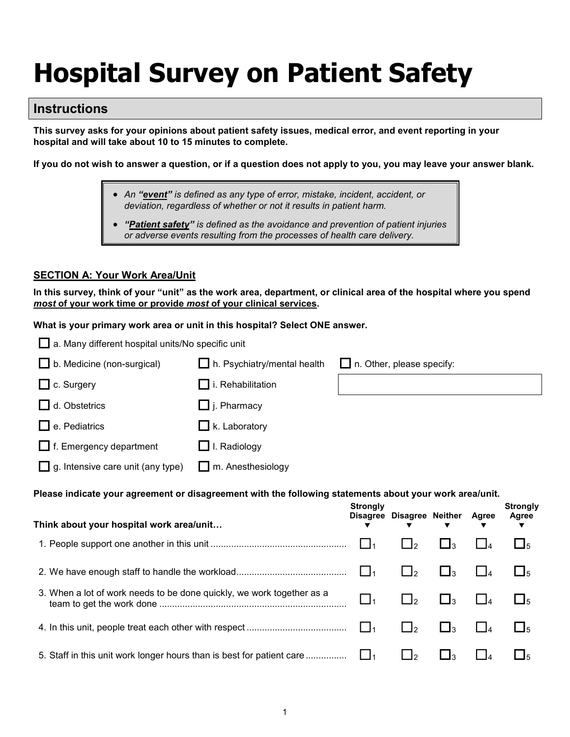# Hospital Survey on Patient Safety

## Instructions

**This survey asks for your opinions about patient safety issues, medical error, and event reporting in your hospital and will take about 10 to 15 minutes to complete.**

**If you do not wish to answer a question, or if a question does not apply to you, you may leave your answer blank.**

- *An **"event"** is defined as any type of error, mistake, incident, accident, or deviation, regardless of whether or not it results in patient harm.*
- ***"Patient safety"** is defined as the avoidance and prevention of patient injuries or adverse events resulting from the processes of health care delivery.*

### SECTION A: Your Work Area/Unit

**In this survey, think of your "unit" as the work area, department, or clinical area of the hospital where you spend *most* of your work time or provide *most* of your clinical services.**

**What is your primary work area or unit in this hospital? Select ONE answer.**

- ☐ a. Many different hospital units/No specific unit
- ☐ b. Medicine (non-surgical)
- ☐ c. Surgery
- ☐ d. Obstetrics
- ☐ e. Pediatrics
- ☐ f. Emergency department
- ☐ g. Intensive care unit (any type)
- ☐ h. Psychiatry/mental health
- ☐ i. Rehabilitation
- ☐ j. Pharmacy
- ☐ k. Laboratory
- ☐ l. Radiology
- ☐ m. Anesthesiology
- ☐ n. Other, please specify: ____________________

**Please indicate your agreement or disagreement with the following statements about your work area/unit.**

| Think about your hospital work area/unit… | Strongly Disagree | Disagree | Neither | Agree | Strongly Agree |
|---|---|---|---|---|---|
| 1. People support one another in this unit | ☐1 | ☐2 | ☐3 | ☐4 | ☐5 |
| 2. We have enough staff to handle the workload | ☐1 | ☐2 | ☐3 | ☐4 | ☐5 |
| 3. When a lot of work needs to be done quickly, we work together as a team to get the work done | ☐1 | ☐2 | ☐3 | ☐4 | ☐5 |
| 4. In this unit, people treat each other with respect | ☐1 | ☐2 | ☐3 | ☐4 | ☐5 |
| 5. Staff in this unit work longer hours than is best for patient care | ☐1 | ☐2 | ☐3 | ☐4 | ☐5 |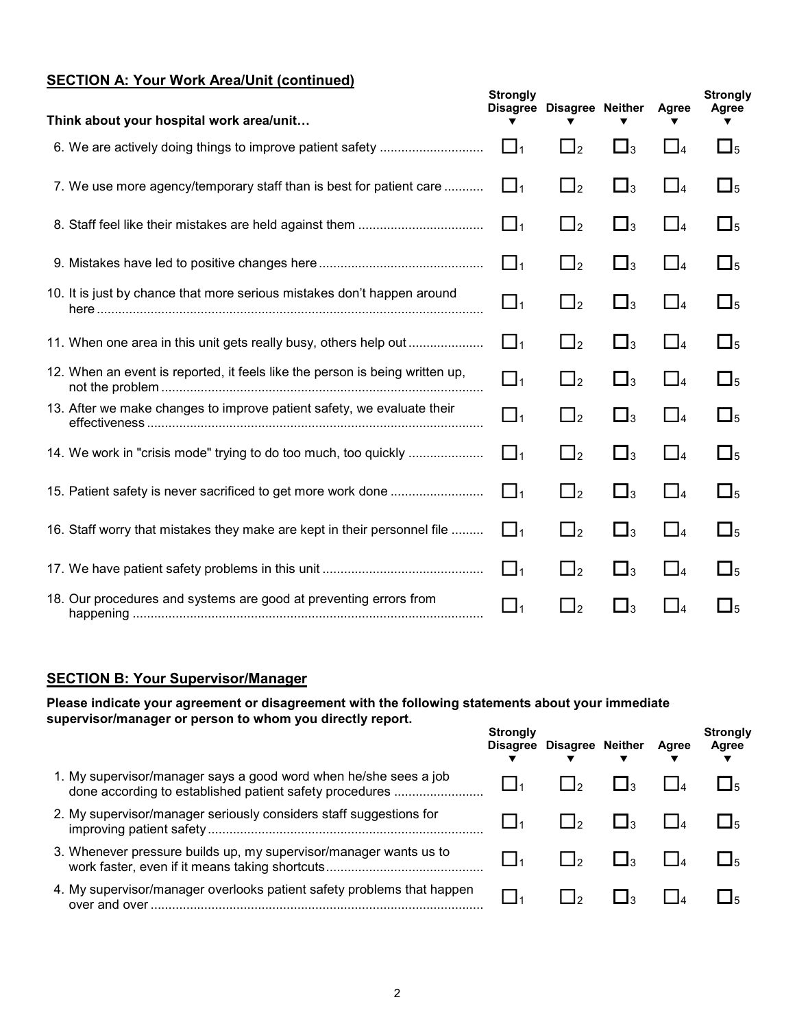## SECTION A: Your Work Area/Unit (continued)

| Think about your hospital work area/unit… | Strongly Disagree ▼ | Disagree ▼ | Neither ▼ | Agree ▼ | Strongly Agree ▼ |
|---|---|---|---|---|---|
| 6. We are actively doing things to improve patient safety | ☐1 | ☐2 | ☐3 | ☐4 | ☐5 |
| 7. We use more agency/temporary staff than is best for patient care | ☐1 | ☐2 | ☐3 | ☐4 | ☐5 |
| 8. Staff feel like their mistakes are held against them | ☐1 | ☐2 | ☐3 | ☐4 | ☐5 |
| 9. Mistakes have led to positive changes here | ☐1 | ☐2 | ☐3 | ☐4 | ☐5 |
| 10. It is just by chance that more serious mistakes don't happen around here | ☐1 | ☐2 | ☐3 | ☐4 | ☐5 |
| 11. When one area in this unit gets really busy, others help out | ☐1 | ☐2 | ☐3 | ☐4 | ☐5 |
| 12. When an event is reported, it feels like the person is being written up, not the problem | ☐1 | ☐2 | ☐3 | ☐4 | ☐5 |
| 13. After we make changes to improve patient safety, we evaluate their effectiveness | ☐1 | ☐2 | ☐3 | ☐4 | ☐5 |
| 14. We work in "crisis mode" trying to do too much, too quickly | ☐1 | ☐2 | ☐3 | ☐4 | ☐5 |
| 15. Patient safety is never sacrificed to get more work done | ☐1 | ☐2 | ☐3 | ☐4 | ☐5 |
| 16. Staff worry that mistakes they make are kept in their personnel file | ☐1 | ☐2 | ☐3 | ☐4 | ☐5 |
| 17. We have patient safety problems in this unit | ☐1 | ☐2 | ☐3 | ☐4 | ☐5 |
| 18. Our procedures and systems are good at preventing errors from happening | ☐1 | ☐2 | ☐3 | ☐4 | ☐5 |

## SECTION B: Your Supervisor/Manager

**Please indicate your agreement or disagreement with the following statements about your immediate supervisor/manager or person to whom you directly report.**

| | Strongly Disagree ▼ | Disagree ▼ | Neither ▼ | Agree ▼ | Strongly Agree ▼ |
|---|---|---|---|---|---|
| 1. My supervisor/manager says a good word when he/she sees a job done according to established patient safety procedures | ☐1 | ☐2 | ☐3 | ☐4 | ☐5 |
| 2. My supervisor/manager seriously considers staff suggestions for improving patient safety | ☐1 | ☐2 | ☐3 | ☐4 | ☐5 |
| 3. Whenever pressure builds up, my supervisor/manager wants us to work faster, even if it means taking shortcuts | ☐1 | ☐2 | ☐3 | ☐4 | ☐5 |
| 4. My supervisor/manager overlooks patient safety problems that happen over and over | ☐1 | ☐2 | ☐3 | ☐4 | ☐5 |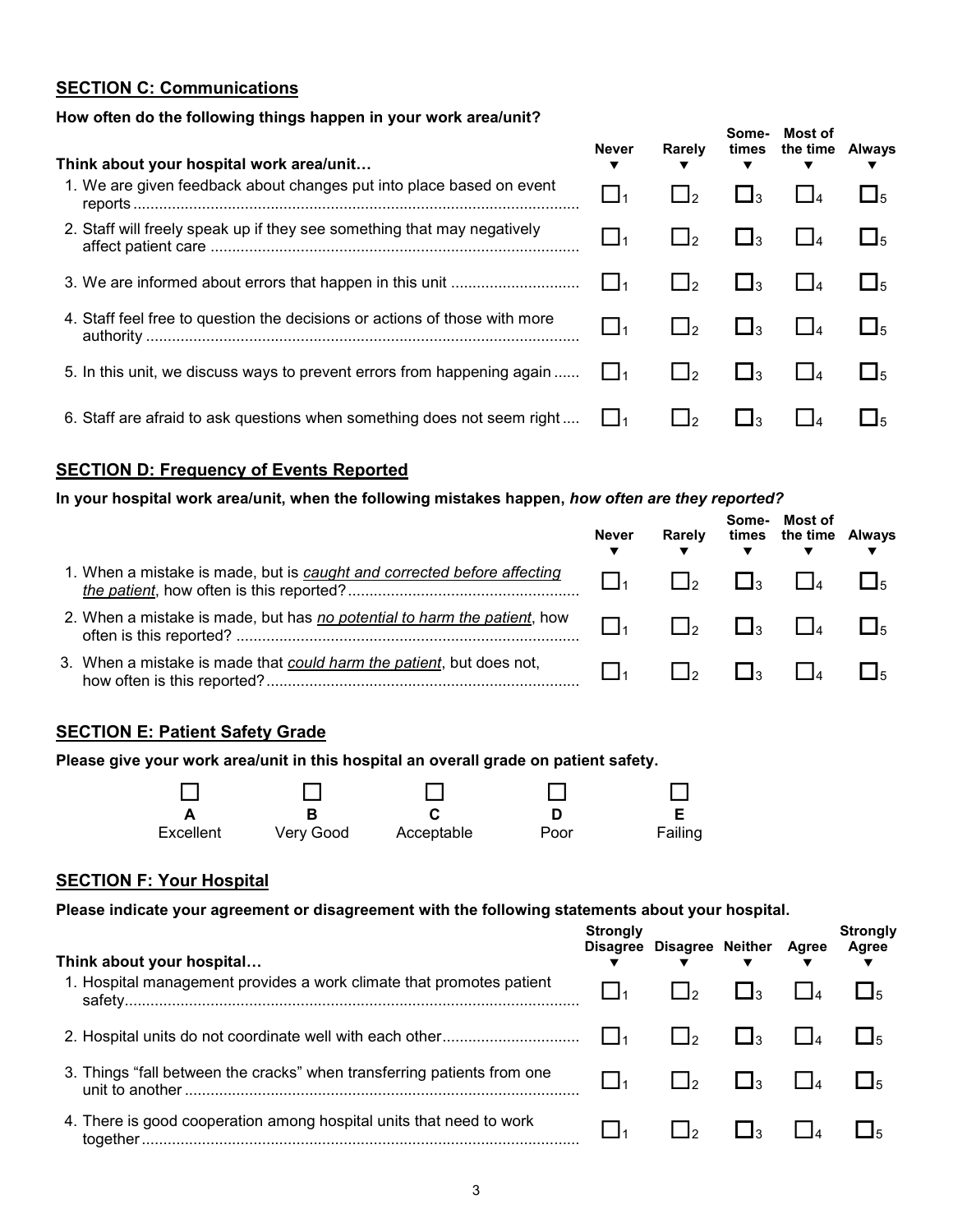## SECTION C: Communications

**How often do the following things happen in your work area/unit?**

| **Think about your hospital work area/unit…** | **Never** ▼ | **Rarely** ▼ | **Some-times** ▼ | **Most of the time** ▼ | **Always** ▼ |
|---|---|---|---|---|---|
| 1. We are given feedback about changes put into place based on event reports | ☐1 | ☐2 | ☐3 | ☐4 | ☐5 |
| 2. Staff will freely speak up if they see something that may negatively affect patient care | ☐1 | ☐2 | ☐3 | ☐4 | ☐5 |
| 3. We are informed about errors that happen in this unit | ☐1 | ☐2 | ☐3 | ☐4 | ☐5 |
| 4. Staff feel free to question the decisions or actions of those with more authority | ☐1 | ☐2 | ☐3 | ☐4 | ☐5 |
| 5. In this unit, we discuss ways to prevent errors from happening again | ☐1 | ☐2 | ☐3 | ☐4 | ☐5 |
| 6. Staff are afraid to ask questions when something does not seem right | ☐1 | ☐2 | ☐3 | ☐4 | ☐5 |

## SECTION D: Frequency of Events Reported

**In your hospital work area/unit, when the following mistakes happen, *how often are they reported?***

| | **Never** ▼ | **Rarely** ▼ | **Some-times** ▼ | **Most of the time** ▼ | **Always** ▼ |
|---|---|---|---|---|---|
| 1. When a mistake is made, but is *caught and corrected before affecting the patient*, how often is this reported? | ☐1 | ☐2 | ☐3 | ☐4 | ☐5 |
| 2. When a mistake is made, but has *no potential to harm the patient*, how often is this reported? | ☐1 | ☐2 | ☐3 | ☐4 | ☐5 |
| 3. When a mistake is made that *could harm the patient*, but does not, how often is this reported? | ☐1 | ☐2 | ☐3 | ☐4 | ☐5 |

## SECTION E: Patient Safety Grade

**Please give your work area/unit in this hospital an overall grade on patient safety.**

| ☐ | ☐ | ☐ | ☐ | ☐ |
|---|---|---|---|---|
| **A** | **B** | **C** | **D** | **E** |
| Excellent | Very Good | Acceptable | Poor | Failing |

## SECTION F: Your Hospital

**Please indicate your agreement or disagreement with the following statements about your hospital.**

| **Think about your hospital…** | **Strongly Disagree** ▼ | **Disagree** ▼ | **Neither** ▼ | **Agree** ▼ | **Strongly Agree** ▼ |
|---|---|---|---|---|---|
| 1. Hospital management provides a work climate that promotes patient safety | ☐1 | ☐2 | ☐3 | ☐4 | ☐5 |
| 2. Hospital units do not coordinate well with each other | ☐1 | ☐2 | ☐3 | ☐4 | ☐5 |
| 3. Things "fall between the cracks" when transferring patients from one unit to another | ☐1 | ☐2 | ☐3 | ☐4 | ☐5 |
| 4. There is good cooperation among hospital units that need to work together | ☐1 | ☐2 | ☐3 | ☐4 | ☐5 |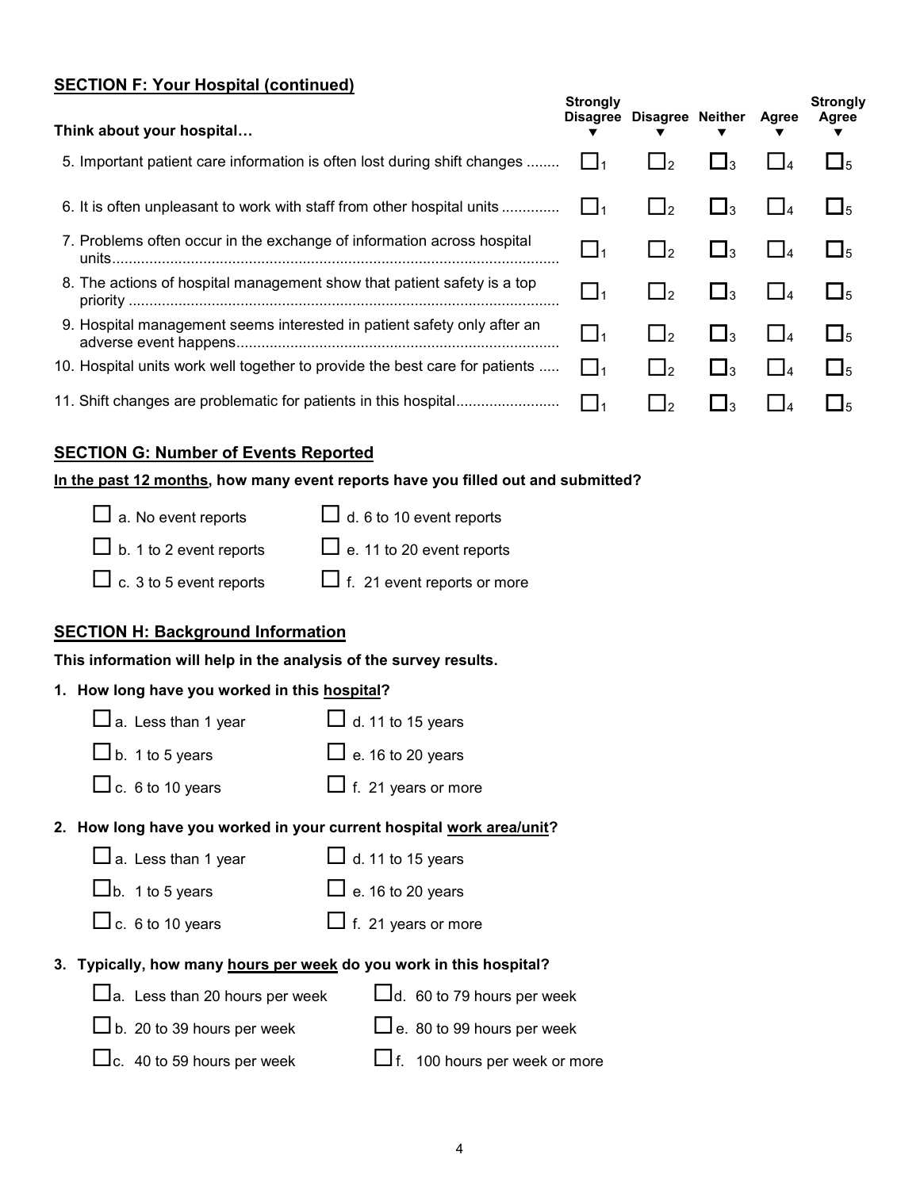## SECTION F: Your Hospital (continued)

| Think about your hospital… | Strongly Disagree ▼ | Disagree ▼ | Neither ▼ | Agree ▼ | Strongly Agree ▼ |
|---|---|---|---|---|---|
| 5. Important patient care information is often lost during shift changes ........ | ☐1 | ☐2 | ☐3 | ☐4 | ☐5 |
| 6. It is often unpleasant to work with staff from other hospital units ............. | ☐1 | ☐2 | ☐3 | ☐4 | ☐5 |
| 7. Problems often occur in the exchange of information across hospital units........................................................................................................... | ☐1 | ☐2 | ☐3 | ☐4 | ☐5 |
| 8. The actions of hospital management show that patient safety is a top priority ........................................................................................................ | ☐1 | ☐2 | ☐3 | ☐4 | ☐5 |
| 9. Hospital management seems interested in patient safety only after an adverse event happens............................................................................. | ☐1 | ☐2 | ☐3 | ☐4 | ☐5 |
| 10. Hospital units work well together to provide the best care for patients ..... | ☐1 | ☐2 | ☐3 | ☐4 | ☐5 |
| 11. Shift changes are problematic for patients in this hospital........................ | ☐1 | ☐2 | ☐3 | ☐4 | ☐5 |

## SECTION G: Number of Events Reported

**In the past 12 months, how many event reports have you filled out and submitted?**

- ☐ a. No event reports
- ☐ b. 1 to 2 event reports
- ☐ c. 3 to 5 event reports
- ☐ d. 6 to 10 event reports
- ☐ e. 11 to 20 event reports
- ☐ f. 21 event reports or more

## SECTION H: Background Information

**This information will help in the analysis of the survey results.**

**1. How long have you worked in this hospital?**

- ☐ a. Less than 1 year
- ☐ b. 1 to 5 years
- ☐ c. 6 to 10 years
- ☐ d. 11 to 15 years
- ☐ e. 16 to 20 years
- ☐ f. 21 years or more

**2. How long have you worked in your current hospital work area/unit?**

- ☐ a. Less than 1 year
- ☐ b. 1 to 5 years
- ☐ c. 6 to 10 years
- ☐ d. 11 to 15 years
- ☐ e. 16 to 20 years
- ☐ f. 21 years or more

**3. Typically, how many hours per week do you work in this hospital?**

- ☐ a. Less than 20 hours per week
- ☐ b. 20 to 39 hours per week
- ☐ c. 40 to 59 hours per week
- ☐ d. 60 to 79 hours per week
- ☐ e. 80 to 99 hours per week
- ☐ f. 100 hours per week or more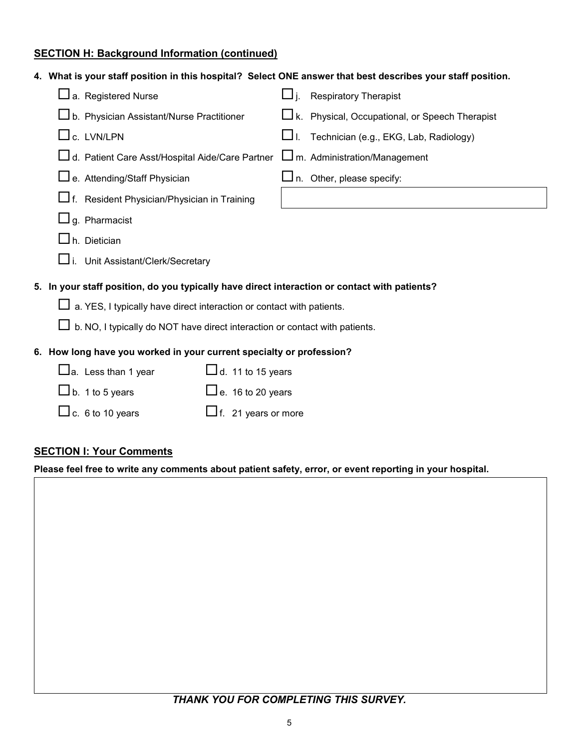## SECTION H: Background Information (continued)

**4. What is your staff position in this hospital? Select ONE answer that best describes your staff position.**

- ☐ a. Registered Nurse
- ☐ b. Physician Assistant/Nurse Practitioner
- ☐ c. LVN/LPN
- ☐ d. Patient Care Asst/Hospital Aide/Care Partner
- ☐ e. Attending/Staff Physician
- ☐ f. Resident Physician/Physician in Training
- ☐ g. Pharmacist
- ☐ h. Dietician
- ☐ i. Unit Assistant/Clerk/Secretary
- ☐ j. Respiratory Therapist
- ☐ k. Physical, Occupational, or Speech Therapist
- ☐ l. Technician (e.g., EKG, Lab, Radiology)
- ☐ m. Administration/Management
- ☐ n. Other, please specify:

**5. In your staff position, do you typically have direct interaction or contact with patients?**

- ☐ a. YES, I typically have direct interaction or contact with patients.
- ☐ b. NO, I typically do NOT have direct interaction or contact with patients.

**6. How long have you worked in your current specialty or profession?**

- ☐ a. Less than 1 year
- ☐ b. 1 to 5 years
- ☐ c. 6 to 10 years
- ☐ d. 11 to 15 years
- ☐ e. 16 to 20 years
- ☐ f. 21 years or more

## SECTION I: Your Comments

**Please feel free to write any comments about patient safety, error, or event reporting in your hospital.**

***THANK YOU FOR COMPLETING THIS SURVEY.***